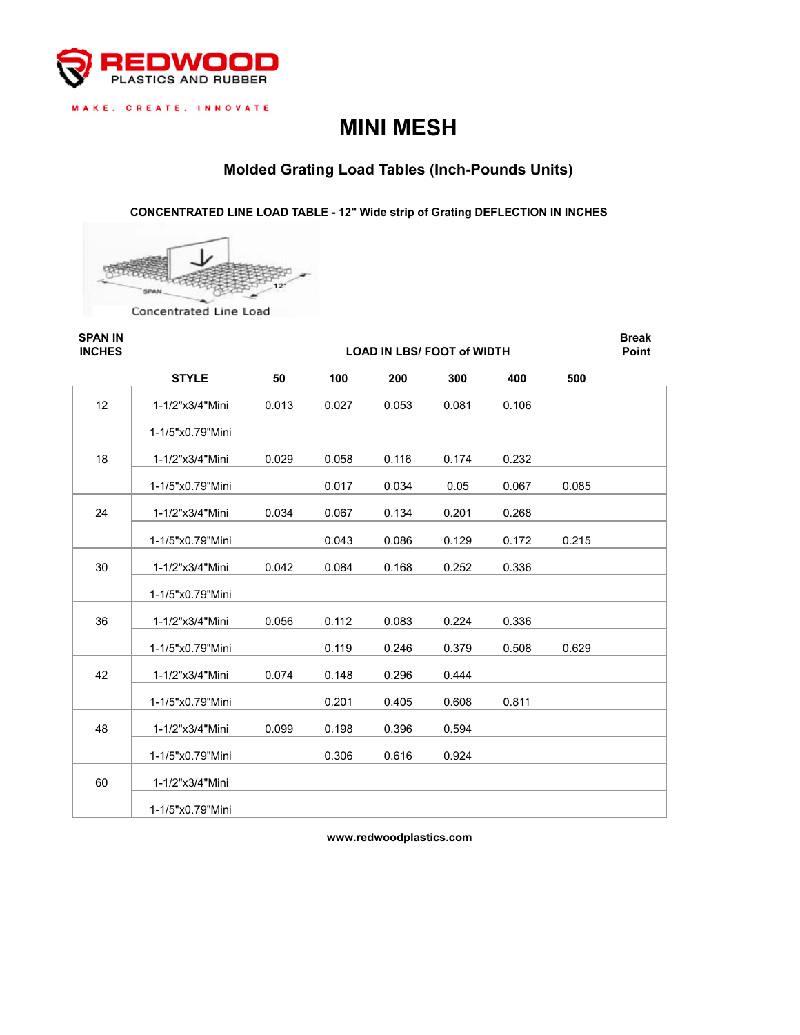REDWOOD PLASTICS AND RUBBER

MAKE. CREATE. INNOVATE

# MINI MESH

## Molded Grating Load Tables (Inch-Pounds Units)

### CONCENTRATED LINE LOAD TABLE - 12" Wide strip of Grating DEFLECTION IN INCHES

Concentrated Line Load

| SPAN IN INCHES | STYLE | LOAD IN LBS/ FOOT of WIDTH | | | | | | Break Point |
|---|---|---|---|---|---|---|---|---|
| | | 50 | 100 | 200 | 300 | 400 | 500 | |
| 12 | 1-1/2"x3/4"Mini | 0.013 | 0.027 | 0.053 | 0.081 | 0.106 | | |
| | 1-1/5"x0.79"Mini | | | | | | | |
| 18 | 1-1/2"x3/4"Mini | 0.029 | 0.058 | 0.116 | 0.174 | 0.232 | | |
| | 1-1/5"x0.79"Mini | | 0.017 | 0.034 | 0.05 | 0.067 | 0.085 | |
| 24 | 1-1/2"x3/4"Mini | 0.034 | 0.067 | 0.134 | 0.201 | 0.268 | | |
| | 1-1/5"x0.79"Mini | | 0.043 | 0.086 | 0.129 | 0.172 | 0.215 | |
| 30 | 1-1/2"x3/4"Mini | 0.042 | 0.084 | 0.168 | 0.252 | 0.336 | | |
| | 1-1/5"x0.79"Mini | | | | | | | |
| 36 | 1-1/2"x3/4"Mini | 0.056 | 0.112 | 0.083 | 0.224 | 0.336 | | |
| | 1-1/5"x0.79"Mini | | 0.119 | 0.246 | 0.379 | 0.508 | 0.629 | |
| 42 | 1-1/2"x3/4"Mini | 0.074 | 0.148 | 0.296 | 0.444 | | | |
| | 1-1/5"x0.79"Mini | | 0.201 | 0.405 | 0.608 | 0.811 | | |
| 48 | 1-1/2"x3/4"Mini | 0.099 | 0.198 | 0.396 | 0.594 | | | |
| | 1-1/5"x0.79"Mini | | 0.306 | 0.616 | 0.924 | | | |
| 60 | 1-1/2"x3/4"Mini | | | | | | | |
| | 1-1/5"x0.79"Mini | | | | | | | |

www.redwoodplastics.com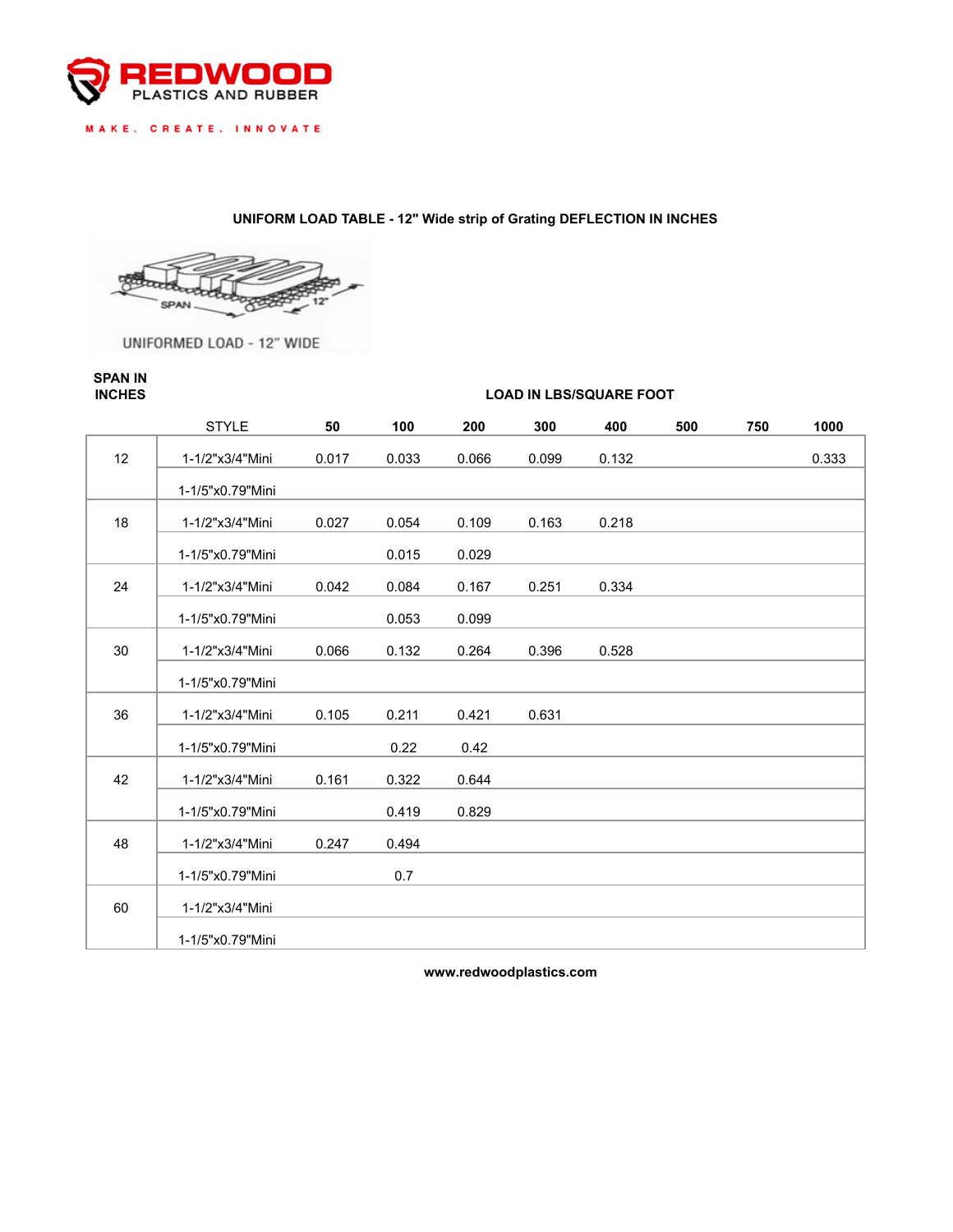**UNIFORM LOAD TABLE - 12" Wide strip of Grating DEFLECTION IN INCHES**

UNIFORMED LOAD - 12" WIDE

**SPAN IN INCHES**

**LOAD IN LBS/SQUARE FOOT**

| | STYLE | 50 | 100 | 200 | 300 | 400 | 500 | 750 | 1000 |
|---|---|---|---|---|---|---|---|---|---|
| 12 | 1-1/2"x3/4"Mini | 0.017 | 0.033 | 0.066 | 0.099 | 0.132 | | | 0.333 |
| | 1-1/5"x0.79"Mini | | | | | | | | |
| 18 | 1-1/2"x3/4"Mini | 0.027 | 0.054 | 0.109 | 0.163 | 0.218 | | | |
| | 1-1/5"x0.79"Mini | | 0.015 | 0.029 | | | | | |
| 24 | 1-1/2"x3/4"Mini | 0.042 | 0.084 | 0.167 | 0.251 | 0.334 | | | |
| | 1-1/5"x0.79"Mini | | 0.053 | 0.099 | | | | | |
| 30 | 1-1/2"x3/4"Mini | 0.066 | 0.132 | 0.264 | 0.396 | 0.528 | | | |
| | 1-1/5"x0.79"Mini | | | | | | | | |
| 36 | 1-1/2"x3/4"Mini | 0.105 | 0.211 | 0.421 | 0.631 | | | | |
| | 1-1/5"x0.79"Mini | | 0.22 | 0.42 | | | | | |
| 42 | 1-1/2"x3/4"Mini | 0.161 | 0.322 | 0.644 | | | | | |
| | 1-1/5"x0.79"Mini | | 0.419 | 0.829 | | | | | |
| 48 | 1-1/2"x3/4"Mini | 0.247 | 0.494 | | | | | | |
| | 1-1/5"x0.79"Mini | | 0.7 | | | | | | |
| 60 | 1-1/2"x3/4"Mini | | | | | | | | |
| | 1-1/5"x0.79"Mini | | | | | | | | |

**www.redwoodplastics.com**